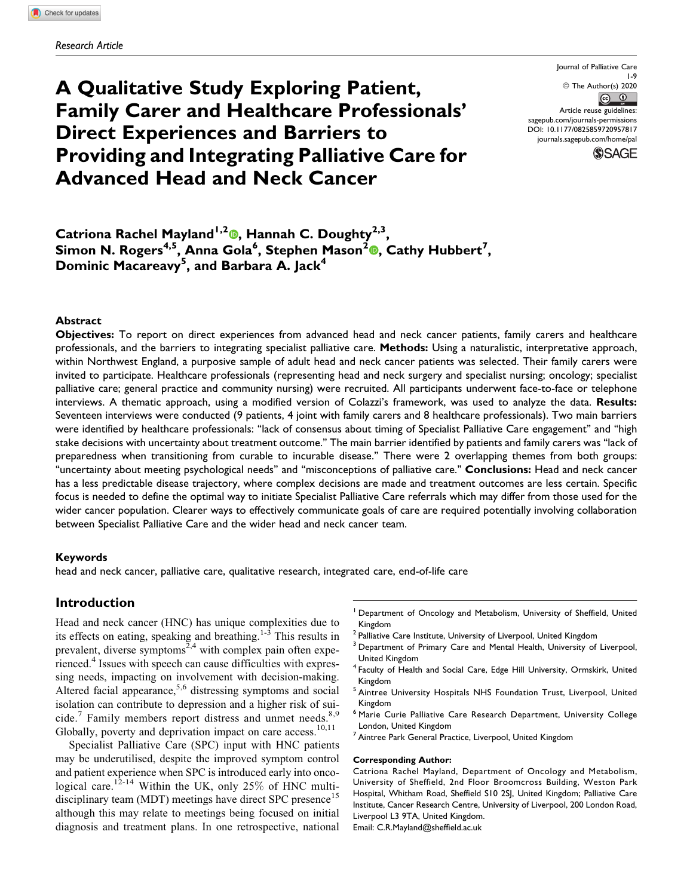*Research Article*

# A Qualitative Study Exploring Patient, Family Carer and Healthcare Professionals' Direct Experiences and Barriers to Providing and Integrating Palliative Care for Advanced Head and Neck Cancer

Journal of Palliative Care
1-9
© The Author(s) 2020
Article reuse guidelines:
sagepub.com/journals-permissions
DOI: 10.1177/0825859720957817
journals.sagepub.com/home/pal

**Catriona Rachel Mayland[1,2], Hannah C. Doughty[2,3], Simon N. Rogers[4,5], Anna Gola[6], Stephen Mason[2], Cathy Hubbert[7], Dominic Macareavy[5], and Barbara A. Jack[4]**

## Abstract

**Objectives:** To report on direct experiences from advanced head and neck cancer patients, family carers and healthcare professionals, and the barriers to integrating specialist palliative care. **Methods:** Using a naturalistic, interpretative approach, within Northwest England, a purposive sample of adult head and neck cancer patients was selected. Their family carers were invited to participate. Healthcare professionals (representing head and neck surgery and specialist nursing; oncology; specialist palliative care; general practice and community nursing) were recruited. All participants underwent face-to-face or telephone interviews. A thematic approach, using a modified version of Colazzi's framework, was used to analyze the data. **Results:** Seventeen interviews were conducted (9 patients, 4 joint with family carers and 8 healthcare professionals). Two main barriers were identified by healthcare professionals: "lack of consensus about timing of Specialist Palliative Care engagement" and "high stake decisions with uncertainty about treatment outcome." The main barrier identified by patients and family carers was "lack of preparedness when transitioning from curable to incurable disease." There were 2 overlapping themes from both groups: "uncertainty about meeting psychological needs" and "misconceptions of palliative care." **Conclusions:** Head and neck cancer has a less predictable disease trajectory, where complex decisions are made and treatment outcomes are less certain. Specific focus is needed to define the optimal way to initiate Specialist Palliative Care referrals which may differ from those used for the wider cancer population. Clearer ways to effectively communicate goals of care are required potentially involving collaboration between Specialist Palliative Care and the wider head and neck cancer team.

### Keywords

head and neck cancer, palliative care, qualitative research, integrated care, end-of-life care

## Introduction

Head and neck cancer (HNC) has unique complexities due to its effects on eating, speaking and breathing.[1-3] This results in prevalent, diverse symptoms[2,4] with complex pain often experienced.[4] Issues with speech can cause difficulties with expressing needs, impacting on involvement with decision-making. Altered facial appearance,[5,6] distressing symptoms and social isolation can contribute to depression and a higher risk of suicide.[7] Family members report distress and unmet needs.[8,9] Globally, poverty and deprivation impact on care access.[10,11]

Specialist Palliative Care (SPC) input with HNC patients may be underutilised, despite the improved symptom control and patient experience when SPC is introduced early into oncological care.[12-14] Within the UK, only 25% of HNC multidisciplinary team (MDT) meetings have direct SPC presence[15] although this may relate to meetings being focused on initial diagnosis and treatment plans. In one retrospective, national

---

[1] Department of Oncology and Metabolism, University of Sheffield, United Kingdom
[2] Palliative Care Institute, University of Liverpool, United Kingdom
[3] Department of Primary Care and Mental Health, University of Liverpool, United Kingdom
[4] Faculty of Health and Social Care, Edge Hill University, Ormskirk, United Kingdom
[5] Aintree University Hospitals NHS Foundation Trust, Liverpool, United Kingdom
[6] Marie Curie Palliative Care Research Department, University College London, United Kingdom
[7] Aintree Park General Practice, Liverpool, United Kingdom

**Corresponding Author:**
Catriona Rachel Mayland, Department of Oncology and Metabolism, University of Sheffield, 2nd Floor Broomcross Building, Weston Park Hospital, Whitham Road, Sheffield S10 2SJ, United Kingdom; Palliative Care Institute, Cancer Research Centre, University of Liverpool, 200 London Road, Liverpool L3 9TA, United Kingdom.
Email: C.R.Mayland@sheffield.ac.uk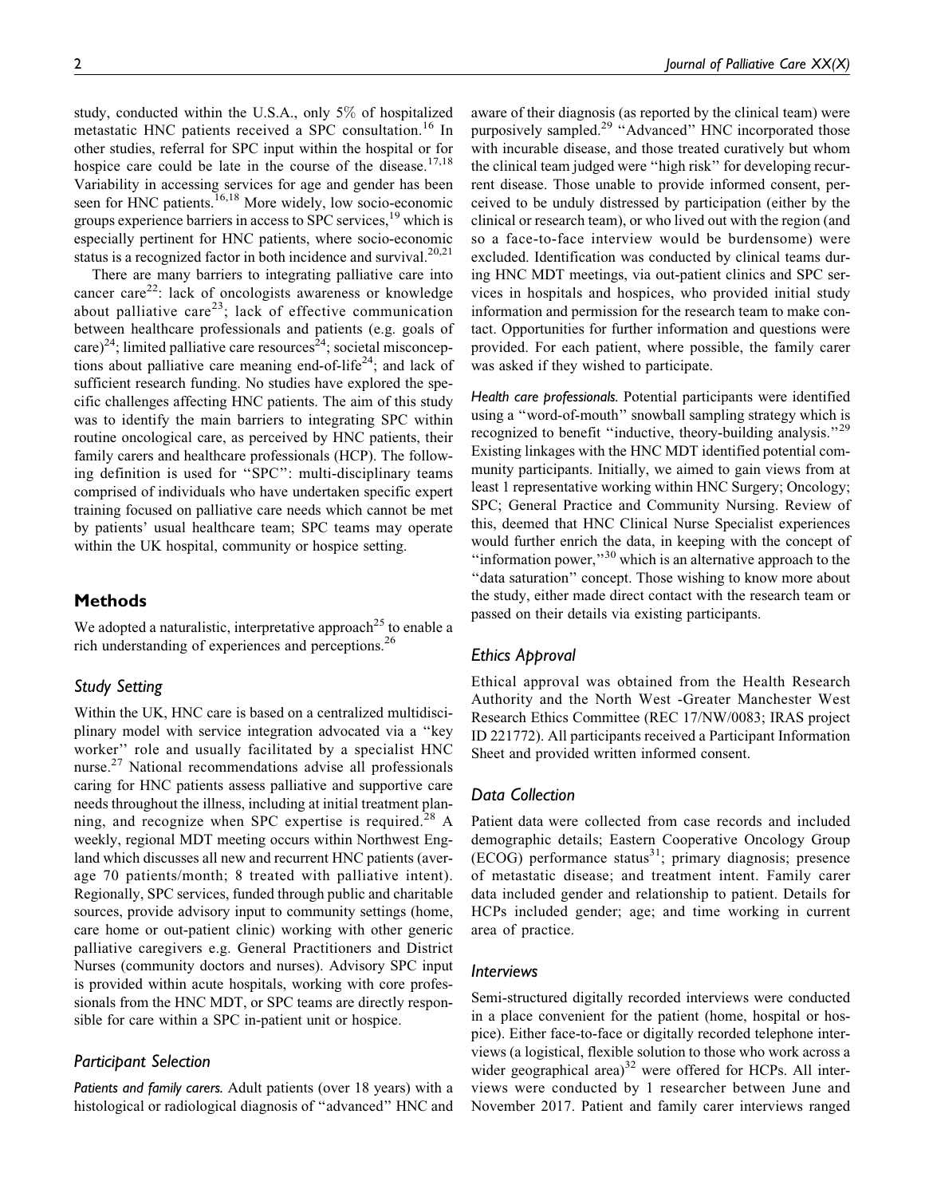study, conducted within the U.S.A., only 5% of hospitalized metastatic HNC patients received a SPC consultation.[16] In other studies, referral for SPC input within the hospital or for hospice care could be late in the course of the disease.[17,18] Variability in accessing services for age and gender has been seen for HNC patients.[16,18] More widely, low socio-economic groups experience barriers in access to SPC services,[19] which is especially pertinent for HNC patients, where socio-economic status is a recognized factor in both incidence and survival.[20,21]

There are many barriers to integrating palliative care into cancer care[22]: lack of oncologists awareness or knowledge about palliative care[23]; lack of effective communication between healthcare professionals and patients (e.g. goals of care)[24]; limited palliative care resources[24]; societal misconceptions about palliative care meaning end-of-life[24]; and lack of sufficient research funding. No studies have explored the specific challenges affecting HNC patients. The aim of this study was to identify the main barriers to integrating SPC within routine oncological care, as perceived by HNC patients, their family carers and healthcare professionals (HCP). The following definition is used for "SPC": multi-disciplinary teams comprised of individuals who have undertaken specific expert training focused on palliative care needs which cannot be met by patients' usual healthcare team; SPC teams may operate within the UK hospital, community or hospice setting.

## Methods

We adopted a naturalistic, interpretative approach[25] to enable a rich understanding of experiences and perceptions.[26]

### Study Setting

Within the UK, HNC care is based on a centralized multidisciplinary model with service integration advocated via a "key worker" role and usually facilitated by a specialist HNC nurse.[27] National recommendations advise all professionals caring for HNC patients assess palliative and supportive care needs throughout the illness, including at initial treatment planning, and recognize when SPC expertise is required.[28] A weekly, regional MDT meeting occurs within Northwest England which discusses all new and recurrent HNC patients (average 70 patients/month; 8 treated with palliative intent). Regionally, SPC services, funded through public and charitable sources, provide advisory input to community settings (home, care home or out-patient clinic) working with other generic palliative caregivers e.g. General Practitioners and District Nurses (community doctors and nurses). Advisory SPC input is provided within acute hospitals, working with core professionals from the HNC MDT, or SPC teams are directly responsible for care within a SPC in-patient unit or hospice.

### Participant Selection

*Patients and family carers.* Adult patients (over 18 years) with a histological or radiological diagnosis of "advanced" HNC and aware of their diagnosis (as reported by the clinical team) were purposively sampled.[29] "Advanced" HNC incorporated those with incurable disease, and those treated curatively but whom the clinical team judged were "high risk" for developing recurrent disease. Those unable to provide informed consent, perceived to be unduly distressed by participation (either by the clinical or research team), or who lived out with the region (and so a face-to-face interview would be burdensome) were excluded. Identification was conducted by clinical teams during HNC MDT meetings, via out-patient clinics and SPC services in hospitals and hospices, who provided initial study information and permission for the research team to make contact. Opportunities for further information and questions were provided. For each patient, where possible, the family carer was asked if they wished to participate.

*Health care professionals.* Potential participants were identified using a "word-of-mouth" snowball sampling strategy which is recognized to benefit "inductive, theory-building analysis."[29] Existing linkages with the HNC MDT identified potential community participants. Initially, we aimed to gain views from at least 1 representative working within HNC Surgery; Oncology; SPC; General Practice and Community Nursing. Review of this, deemed that HNC Clinical Nurse Specialist experiences would further enrich the data, in keeping with the concept of "information power,"[30] which is an alternative approach to the "data saturation" concept. Those wishing to know more about the study, either made direct contact with the research team or passed on their details via existing participants.

### Ethics Approval

Ethical approval was obtained from the Health Research Authority and the North West -Greater Manchester West Research Ethics Committee (REC 17/NW/0083; IRAS project ID 221772). All participants received a Participant Information Sheet and provided written informed consent.

### Data Collection

Patient data were collected from case records and included demographic details; Eastern Cooperative Oncology Group (ECOG) performance status[31]; primary diagnosis; presence of metastatic disease; and treatment intent. Family carer data included gender and relationship to patient. Details for HCPs included gender; age; and time working in current area of practice.

### Interviews

Semi-structured digitally recorded interviews were conducted in a place convenient for the patient (home, hospital or hospice). Either face-to-face or digitally recorded telephone interviews (a logistical, flexible solution to those who work across a wider geographical area)[32] were offered for HCPs. All interviews were conducted by 1 researcher between June and November 2017. Patient and family carer interviews ranged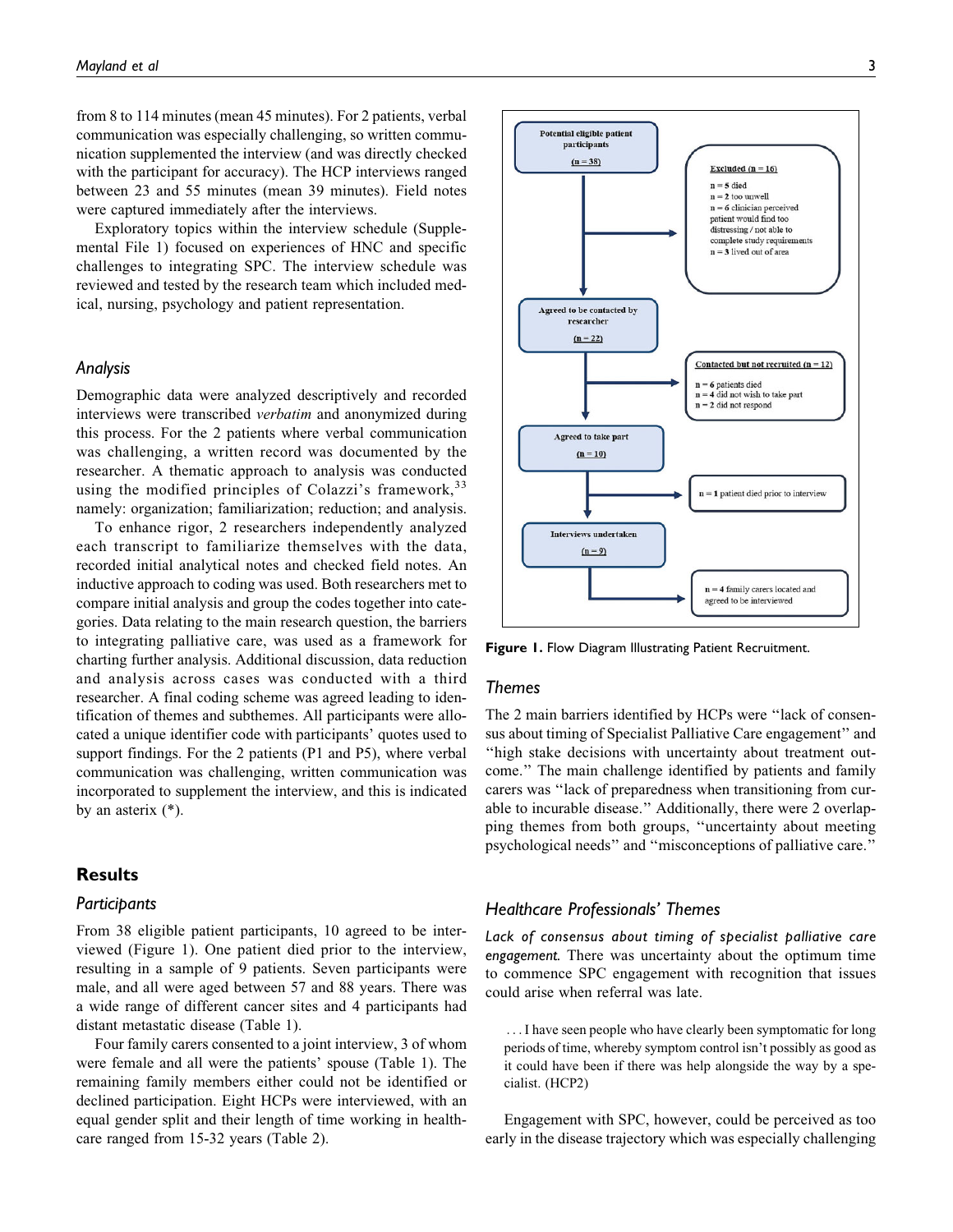from 8 to 114 minutes (mean 45 minutes). For 2 patients, verbal communication was especially challenging, so written communication supplemented the interview (and was directly checked with the participant for accuracy). The HCP interviews ranged between 23 and 55 minutes (mean 39 minutes). Field notes were captured immediately after the interviews.

Exploratory topics within the interview schedule (Supplemental File 1) focused on experiences of HNC and specific challenges to integrating SPC. The interview schedule was reviewed and tested by the research team which included medical, nursing, psychology and patient representation.

### *Analysis*

Demographic data were analyzed descriptively and recorded interviews were transcribed *verbatim* and anonymized during this process. For the 2 patients where verbal communication was challenging, a written record was documented by the researcher. A thematic approach to analysis was conducted using the modified principles of Colazzi's framework,[33] namely: organization; familiarization; reduction; and analysis.

To enhance rigor, 2 researchers independently analyzed each transcript to familiarize themselves with the data, recorded initial analytical notes and checked field notes. An inductive approach to coding was used. Both researchers met to compare initial analysis and group the codes together into categories. Data relating to the main research question, the barriers to integrating palliative care, was used as a framework for charting further analysis. Additional discussion, data reduction and analysis across cases was conducted with a third researcher. A final coding scheme was agreed leading to identification of themes and subthemes. All participants were allocated a unique identifier code with participants' quotes used to support findings. For the 2 patients (P1 and P5), where verbal communication was challenging, written communication was incorporated to supplement the interview, and this is indicated by an asterix (*).

## Results

### *Participants*

From 38 eligible patient participants, 10 agreed to be interviewed (Figure 1). One patient died prior to the interview, resulting in a sample of 9 patients. Seven participants were male, and all were aged between 57 and 88 years. There was a wide range of different cancer sites and 4 participants had distant metastatic disease (Table 1).

Four family carers consented to a joint interview, 3 of whom were female and all were the patients' spouse (Table 1). The remaining family members either could not be identified or declined participation. Eight HCPs were interviewed, with an equal gender split and their length of time working in healthcare ranged from 15-32 years (Table 2).

Potential eligible patient participants (n = 38)
→ Excluded (n = 16): n = 5 died; n = 2 too unwell; n = 6 clinician perceived patient would find too distressing / not able to complete study requirements; n = 3 lived out of area

Agreed to be contacted by researcher (n = 22)
→ Contacted but not recruited (n = 12): n = 6 patients died; n = 4 did not wish to take part; n = 2 did not respond

Agreed to take part (n = 10)
→ n = 1 patient died prior to interview

Interviews undertaken (n = 9)
→ n = 4 family carers located and agreed to be interviewed

**Figure 1.** Flow Diagram Illustrating Patient Recruitment.

### *Themes*

The 2 main barriers identified by HCPs were "lack of consensus about timing of Specialist Palliative Care engagement" and "high stake decisions with uncertainty about treatment outcome." The main challenge identified by patients and family carers was "lack of preparedness when transitioning from curable to incurable disease." Additionally, there were 2 overlapping themes from both groups, "uncertainty about meeting psychological needs" and "misconceptions of palliative care."

### *Healthcare Professionals' Themes*

*Lack of consensus about timing of specialist palliative care engagement.* There was uncertainty about the optimum time to commence SPC engagement with recognition that issues could arise when referral was late.

> . . . I have seen people who have clearly been symptomatic for long periods of time, whereby symptom control isn't possibly as good as it could have been if there was help alongside the way by a specialist. (HCP2)

Engagement with SPC, however, could be perceived as too early in the disease trajectory which was especially challenging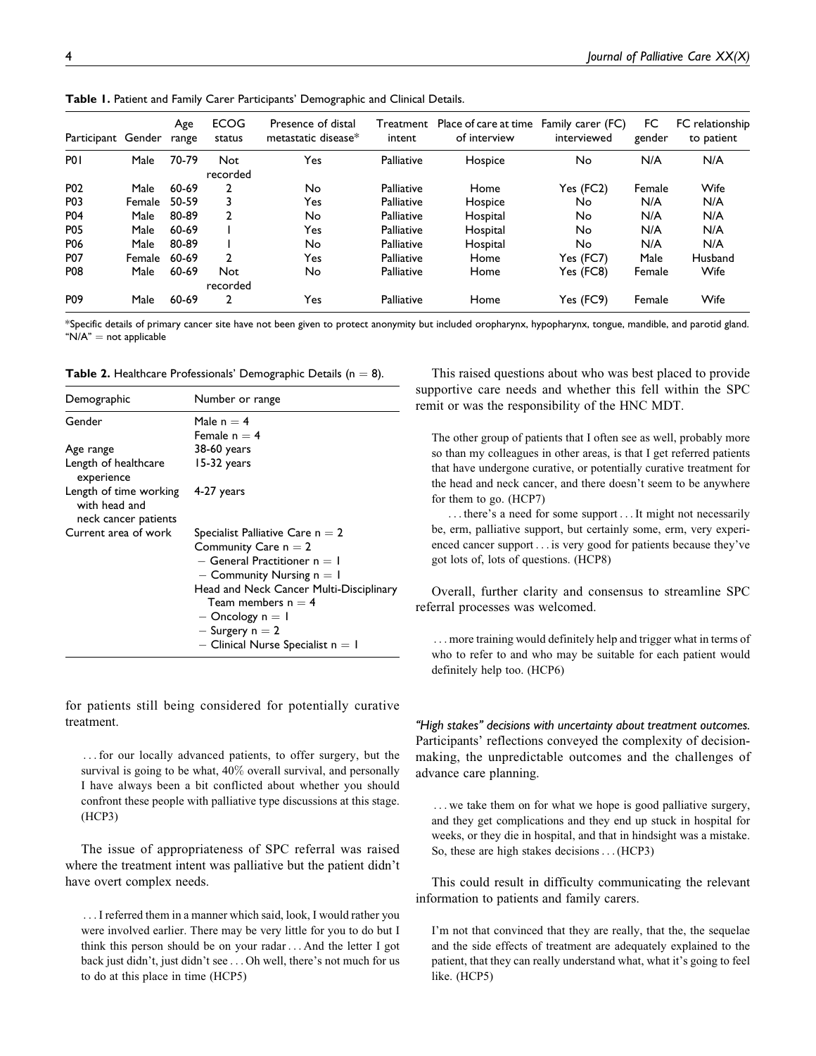**Table 1.** Patient and Family Carer Participants' Demographic and Clinical Details.

| Participant | Gender | Age range | ECOG status | Presence of distal metastatic disease* | Treatment intent | Place of care at time of interview | Family carer (FC) interviewed | FC gender | FC relationship to patient |
|---|---|---|---|---|---|---|---|---|---|
| P01 | Male | 70-79 | Not recorded | Yes | Palliative | Hospice | No | N/A | N/A |
| P02 | Male | 60-69 | 2 | No | Palliative | Home | Yes (FC2) | Female | Wife |
| P03 | Female | 50-59 | 3 | Yes | Palliative | Hospice | No | N/A | N/A |
| P04 | Male | 80-89 | 2 | No | Palliative | Hospital | No | N/A | N/A |
| P05 | Male | 60-69 | 1 | Yes | Palliative | Hospital | No | N/A | N/A |
| P06 | Male | 80-89 | 1 | No | Palliative | Hospital | No | N/A | N/A |
| P07 | Female | 60-69 | 2 | Yes | Palliative | Home | Yes (FC7) | Male | Husband |
| P08 | Male | 60-69 | Not recorded | No | Palliative | Home | Yes (FC8) | Female | Wife |
| P09 | Male | 60-69 | 2 | Yes | Palliative | Home | Yes (FC9) | Female | Wife |

*Specific details of primary cancer site have not been given to protect anonymity but included oropharynx, hypopharynx, tongue, mandible, and parotid gland.
"N/A" = not applicable

**Table 2.** Healthcare Professionals' Demographic Details (n = 8).

| Demographic | Number or range |
|---|---|
| Gender | Male n = 4<br>Female n = 4 |
| Age range | 38-60 years |
| Length of healthcare experience | 15-32 years |
| Length of time working with head and neck cancer patients | 4-27 years |
| Current area of work | Specialist Palliative Care n = 2<br>Community Care n = 2<br>– General Practitioner n = 1<br>– Community Nursing n = 1<br>Head and Neck Cancer Multi-Disciplinary Team members n = 4<br>– Oncology n = 1<br>– Surgery n = 2<br>– Clinical Nurse Specialist n = 1 |

for patients still being considered for potentially curative treatment.

> ...for our locally advanced patients, to offer surgery, but the survival is going to be what, 40% overall survival, and personally I have always been a bit conflicted about whether you should confront these people with palliative type discussions at this stage. (HCP3)

The issue of appropriateness of SPC referral was raised where the treatment intent was palliative but the patient didn't have overt complex needs.

> ...I referred them in a manner which said, look, I would rather you were involved earlier. There may be very little for you to do but I think this person should be on your radar...And the letter I got back just didn't, just didn't see...Oh well, there's not much for us to do at this place in time (HCP5)

This raised questions about who was best placed to provide supportive care needs and whether this fell within the SPC remit or was the responsibility of the HNC MDT.

> The other group of patients that I often see as well, probably more so than my colleagues in other areas, is that I get referred patients that have undergone curative, or potentially curative treatment for the head and neck cancer, and there doesn't seem to be anywhere for them to go. (HCP7)
>
> ...there's a need for some support...It might not necessarily be, erm, palliative support, but certainly some, erm, very experienced cancer support...is very good for patients because they've got lots of, lots of questions. (HCP8)

Overall, further clarity and consensus to streamline SPC referral processes was welcomed.

> ...more training would definitely help and trigger what in terms of who to refer to and who may be suitable for each patient would definitely help too. (HCP6)

*"High stakes" decisions with uncertainty about treatment outcomes.* Participants' reflections conveyed the complexity of decision-making, the unpredictable outcomes and the challenges of advance care planning.

> ...we take them on for what we hope is good palliative surgery, and they get complications and they end up stuck in hospital for weeks, or they die in hospital, and that in hindsight was a mistake. So, these are high stakes decisions...(HCP3)

This could result in difficulty communicating the relevant information to patients and family carers.

> I'm not that convinced that they are really, that the, the sequelae and the side effects of treatment are adequately explained to the patient, that they can really understand what, what it's going to feel like. (HCP5)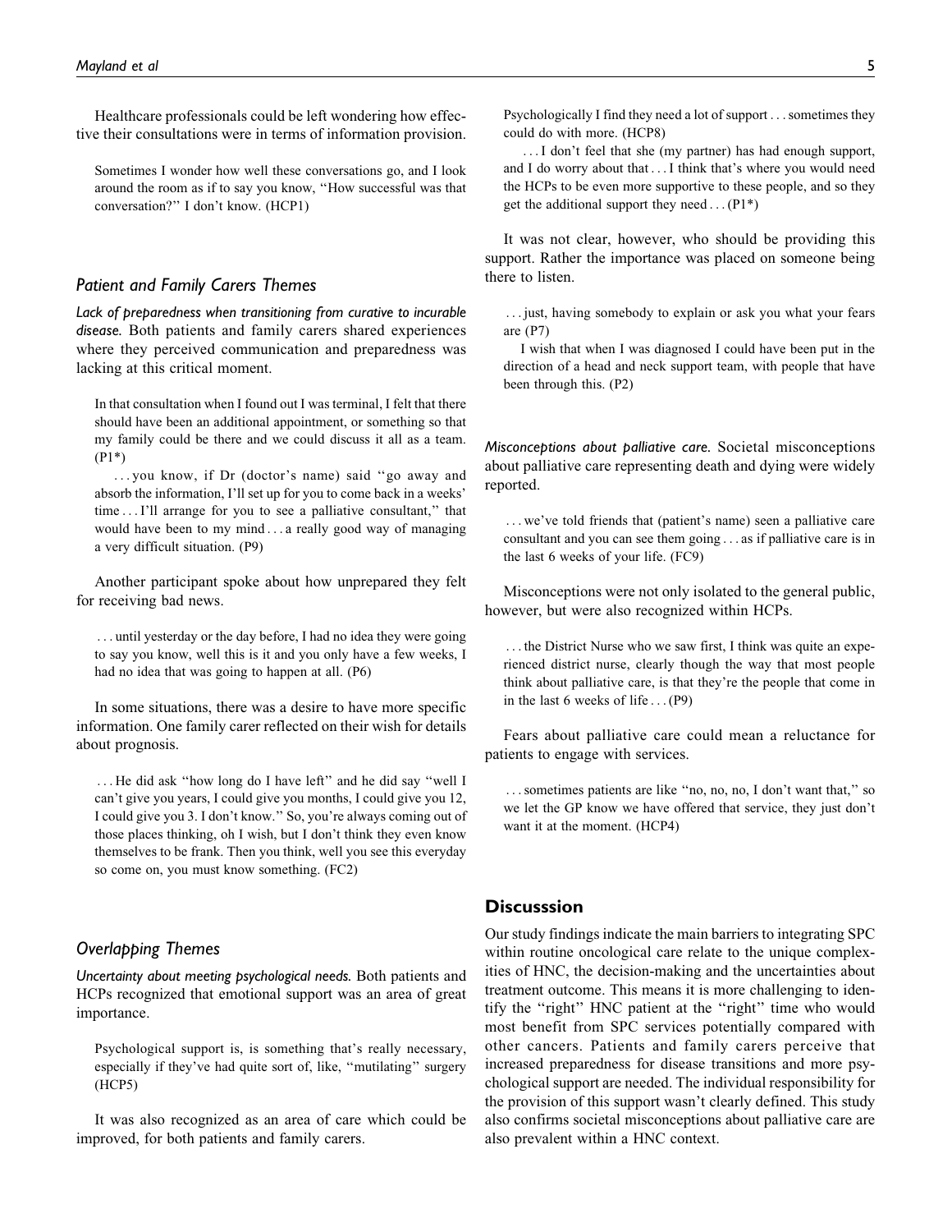Healthcare professionals could be left wondering how effective their consultations were in terms of information provision.

> Sometimes I wonder how well these conversations go, and I look around the room as if to say you know, "How successful was that conversation?" I don't know. (HCP1)

### Patient and Family Carers Themes

*Lack of preparedness when transitioning from curative to incurable disease.* Both patients and family carers shared experiences where they perceived communication and preparedness was lacking at this critical moment.

> In that consultation when I found out I was terminal, I felt that there should have been an additional appointment, or something so that my family could be there and we could discuss it all as a team. (P1*)
>
> . . . you know, if Dr (doctor's name) said "go away and absorb the information, I'll set up for you to come back in a weeks' time . . . I'll arrange for you to see a palliative consultant," that would have been to my mind . . . a really good way of managing a very difficult situation. (P9)

Another participant spoke about how unprepared they felt for receiving bad news.

> . . . until yesterday or the day before, I had no idea they were going to say you know, well this is it and you only have a few weeks, I had no idea that was going to happen at all. (P6)

In some situations, there was a desire to have more specific information. One family carer reflected on their wish for details about prognosis.

> . . . He did ask "how long do I have left" and he did say "well I can't give you years, I could give you months, I could give you 12, I could give you 3. I don't know." So, you're always coming out of those places thinking, oh I wish, but I don't think they even know themselves to be frank. Then you think, well you see this everyday so come on, you must know something. (FC2)

### Overlapping Themes

*Uncertainty about meeting psychological needs.* Both patients and HCPs recognized that emotional support was an area of great importance.

> Psychological support is, is something that's really necessary, especially if they've had quite sort of, like, "mutilating" surgery (HCP5)

It was also recognized as an area of care which could be improved, for both patients and family carers.

> Psychologically I find they need a lot of support . . . sometimes they could do with more. (HCP8)
>
> . . . I don't feel that she (my partner) has had enough support, and I do worry about that . . . I think that's where you would need the HCPs to be even more supportive to these people, and so they get the additional support they need . . . (P1*)

It was not clear, however, who should be providing this support. Rather the importance was placed on someone being there to listen.

> . . . just, having somebody to explain or ask you what your fears are (P7)
>
> I wish that when I was diagnosed I could have been put in the direction of a head and neck support team, with people that have been through this. (P2)

*Misconceptions about palliative care.* Societal misconceptions about palliative care representing death and dying were widely reported.

> . . . we've told friends that (patient's name) seen a palliative care consultant and you can see them going . . . as if palliative care is in the last 6 weeks of your life. (FC9)

Misconceptions were not only isolated to the general public, however, but were also recognized within HCPs.

> . . . the District Nurse who we saw first, I think was quite an experienced district nurse, clearly though the way that most people think about palliative care, is that they're the people that come in in the last 6 weeks of life . . . (P9)

Fears about palliative care could mean a reluctance for patients to engage with services.

> . . . sometimes patients are like "no, no, no, I don't want that," so we let the GP know we have offered that service, they just don't want it at the moment. (HCP4)

## Discusssion

Our study findings indicate the main barriers to integrating SPC within routine oncological care relate to the unique complexities of HNC, the decision-making and the uncertainties about treatment outcome. This means it is more challenging to identify the "right" HNC patient at the "right" time who would most benefit from SPC services potentially compared with other cancers. Patients and family carers perceive that increased preparedness for disease transitions and more psychological support are needed. The individual responsibility for the provision of this support wasn't clearly defined. This study also confirms societal misconceptions about palliative care are also prevalent within a HNC context.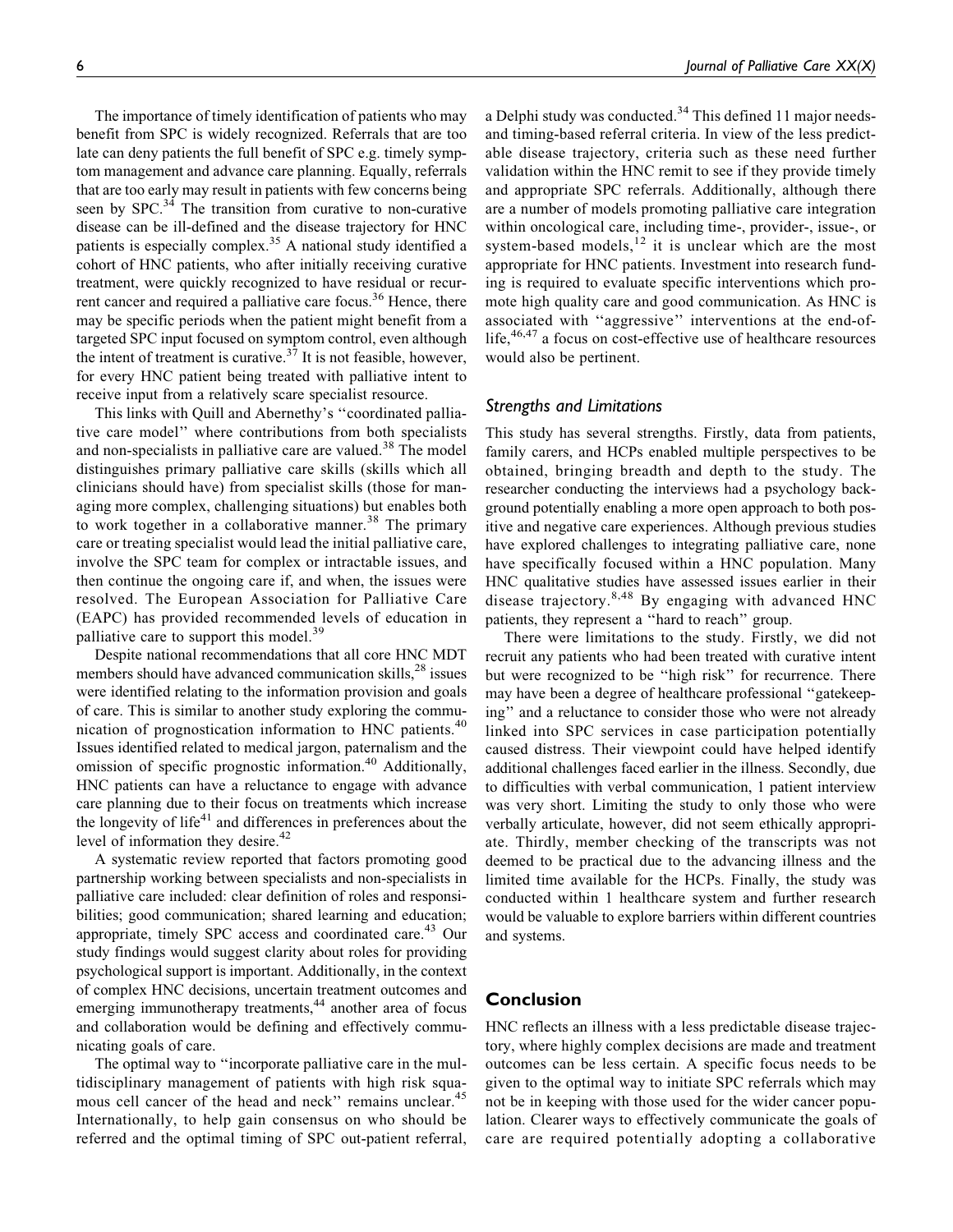The importance of timely identification of patients who may benefit from SPC is widely recognized. Referrals that are too late can deny patients the full benefit of SPC e.g. timely symptom management and advance care planning. Equally, referrals that are too early may result in patients with few concerns being seen by SPC.[34] The transition from curative to non-curative disease can be ill-defined and the disease trajectory for HNC patients is especially complex.[35] A national study identified a cohort of HNC patients, who after initially receiving curative treatment, were quickly recognized to have residual or recurrent cancer and required a palliative care focus.[36] Hence, there may be specific periods when the patient might benefit from a targeted SPC input focused on symptom control, even although the intent of treatment is curative.[37] It is not feasible, however, for every HNC patient being treated with palliative intent to receive input from a relatively scare specialist resource.

This links with Quill and Abernethy's "coordinated palliative care model" where contributions from both specialists and non-specialists in palliative care are valued.[38] The model distinguishes primary palliative care skills (skills which all clinicians should have) from specialist skills (those for managing more complex, challenging situations) but enables both to work together in a collaborative manner.[38] The primary care or treating specialist would lead the initial palliative care, involve the SPC team for complex or intractable issues, and then continue the ongoing care if, and when, the issues were resolved. The European Association for Palliative Care (EAPC) has provided recommended levels of education in palliative care to support this model.[39]

Despite national recommendations that all core HNC MDT members should have advanced communication skills,[28] issues were identified relating to the information provision and goals of care. This is similar to another study exploring the communication of prognostication information to HNC patients.[40] Issues identified related to medical jargon, paternalism and the omission of specific prognostic information.[40] Additionally, HNC patients can have a reluctance to engage with advance care planning due to their focus on treatments which increase the longevity of life[41] and differences in preferences about the level of information they desire.[42]

A systematic review reported that factors promoting good partnership working between specialists and non-specialists in palliative care included: clear definition of roles and responsibilities; good communication; shared learning and education; appropriate, timely SPC access and coordinated care.[43] Our study findings would suggest clarity about roles for providing psychological support is important. Additionally, in the context of complex HNC decisions, uncertain treatment outcomes and emerging immunotherapy treatments,[44] another area of focus and collaboration would be defining and effectively communicating goals of care.

The optimal way to "incorporate palliative care in the multidisciplinary management of patients with high risk squamous cell cancer of the head and neck" remains unclear.[45] Internationally, to help gain consensus on who should be referred and the optimal timing of SPC out-patient referral, a Delphi study was conducted.[34] This defined 11 major needs- and timing-based referral criteria. In view of the less predictable disease trajectory, criteria such as these need further validation within the HNC remit to see if they provide timely and appropriate SPC referrals. Additionally, although there are a number of models promoting palliative care integration within oncological care, including time-, provider-, issue-, or system-based models,[12] it is unclear which are the most appropriate for HNC patients. Investment into research funding is required to evaluate specific interventions which promote high quality care and good communication. As HNC is associated with "aggressive" interventions at the end-of-life,[46,47] a focus on cost-effective use of healthcare resources would also be pertinent.

### *Strengths and Limitations*

This study has several strengths. Firstly, data from patients, family carers, and HCPs enabled multiple perspectives to be obtained, bringing breadth and depth to the study. The researcher conducting the interviews had a psychology background potentially enabling a more open approach to both positive and negative care experiences. Although previous studies have explored challenges to integrating palliative care, none have specifically focused within a HNC population. Many HNC qualitative studies have assessed issues earlier in their disease trajectory.[8,48] By engaging with advanced HNC patients, they represent a "hard to reach" group.

There were limitations to the study. Firstly, we did not recruit any patients who had been treated with curative intent but were recognized to be "high risk" for recurrence. There may have been a degree of healthcare professional "gatekeeping" and a reluctance to consider those who were not already linked into SPC services in case participation potentially caused distress. Their viewpoint could have helped identify additional challenges faced earlier in the illness. Secondly, due to difficulties with verbal communication, 1 patient interview was very short. Limiting the study to only those who were verbally articulate, however, did not seem ethically appropriate. Thirdly, member checking of the transcripts was not deemed to be practical due to the advancing illness and the limited time available for the HCPs. Finally, the study was conducted within 1 healthcare system and further research would be valuable to explore barriers within different countries and systems.

## Conclusion

HNC reflects an illness with a less predictable disease trajectory, where highly complex decisions are made and treatment outcomes can be less certain. A specific focus needs to be given to the optimal way to initiate SPC referrals which may not be in keeping with those used for the wider cancer population. Clearer ways to effectively communicate the goals of care are required potentially adopting a collaborative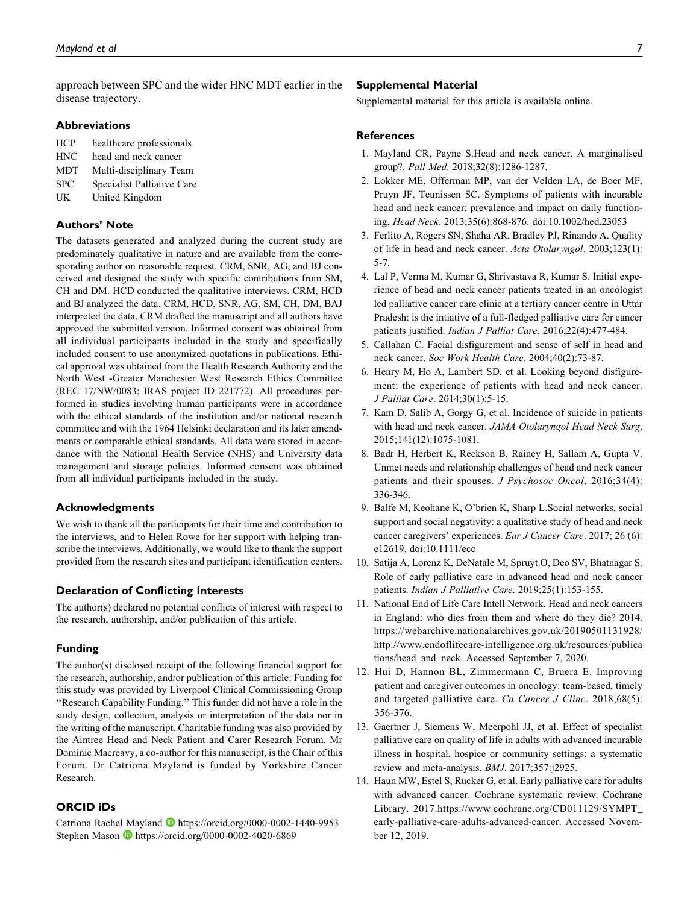approach between SPC and the wider HNC MDT earlier in the disease trajectory.

### Abbreviations

| | |
|---|---|
| HCP | healthcare professionals |
| HNC | head and neck cancer |
| MDT | Multi-disciplinary Team |
| SPC | Specialist Palliative Care |
| UK | United Kingdom |

### Authors' Note

The datasets generated and analyzed during the current study are predominately qualitative in nature and are available from the corresponding author on reasonable request. CRM, SNR, AG, and BJ conceived and designed the study with specific contributions from SM, CH and DM. HCD conducted the qualitative interviews. CRM, HCD and BJ analyzed the data. CRM, HCD, SNR, AG, SM, CH, DM, BAJ interpreted the data. CRM drafted the manuscript and all authors have approved the submitted version. Informed consent was obtained from all individual participants included in the study and specifically included consent to use anonymized quotations in publications. Ethical approval was obtained from the Health Research Authority and the North West -Greater Manchester West Research Ethics Committee (REC 17/NW/0083; IRAS project ID 221772). All procedures performed in studies involving human participants were in accordance with the ethical standards of the institution and/or national research committee and with the 1964 Helsinki declaration and its later amendments or comparable ethical standards. All data were stored in accordance with the National Health Service (NHS) and University data management and storage policies. Informed consent was obtained from all individual participants included in the study.

### Acknowledgments

We wish to thank all the participants for their time and contribution to the interviews, and to Helen Rowe for her support with helping transcribe the interviews. Additionally, we would like to thank the support provided from the research sites and participant identification centers.

### Declaration of Conflicting Interests

The author(s) declared no potential conflicts of interest with respect to the research, authorship, and/or publication of this article.

### Funding

The author(s) disclosed receipt of the following financial support for the research, authorship, and/or publication of this article: Funding for this study was provided by Liverpool Clinical Commissioning Group "Research Capability Funding." This funder did not have a role in the study design, collection, analysis or interpretation of the data nor in the writing of the manuscript. Charitable funding was also provided by the Aintree Head and Neck Patient and Carer Research Forum. Mr Dominic Macreavy, a co-author for this manuscript, is the Chair of this Forum. Dr Catriona Mayland is funded by Yorkshire Cancer Research.

### ORCID iDs

Catriona Rachel Mayland https://orcid.org/0000-0002-1440-9953
Stephen Mason https://orcid.org/0000-0002-4020-6869

### Supplemental Material

Supplemental material for this article is available online.

### References

1. Mayland CR, Payne S.Head and neck cancer. A marginalised group?. *Pall Med*. 2018;32(8):1286-1287.
2. Lokker ME, Offerman MP, van der Velden LA, de Boer MF, Pruyn JF, Teunissen SC. Symptoms of patients with incurable head and neck cancer: prevalence and impact on daily functioning. *Head Neck*. 2013;35(6):868-876. doi:10.1002/hed.23053
3. Ferlito A, Rogers SN, Shaha AR, Bradley PJ, Rinando A. Quality of life in head and neck cancer. *Acta Otolaryngol*. 2003;123(1): 5-7.
4. Lal P, Verma M, Kumar G, Shrivastava R, Kumar S. Initial experience of head and neck cancer patients treated in an oncologist led palliative cancer care clinic at a tertiary cancer centre in Uttar Pradesh: is the intiative of a full-fledged palliative care for cancer patients justified. *Indian J Palliat Care*. 2016;22(4):477-484.
5. Callahan C. Facial disfigurement and sense of self in head and neck cancer. *Soc Work Health Care*. 2004;40(2):73-87.
6. Henry M, Ho A, Lambert SD, et al. Looking beyond disfigurement: the experience of patients with head and neck cancer. *J Palliat Care*. 2014;30(1):5-15.
7. Kam D, Salib A, Gorgy G, et al. Incidence of suicide in patients with head and neck cancer. *JAMA Otolaryngol Head Neck Surg*. 2015;141(12):1075-1081.
8. Badr H, Herbert K, Reckson B, Rainey H, Sallam A, Gupta V. Unmet needs and relationship challenges of head and neck cancer patients and their spouses. *J Psychosoc Oncol*. 2016;34(4): 336-346.
9. Balfe M, Keohane K, O'brien K, Sharp L.Social networks, social support and social negativity: a qualitative study of head and neck cancer caregivers' experiences. *Eur J Cancer Care*. 2017; 26 (6): e12619. doi:10.1111/ecc
10. Satija A, Lorenz K, DeNatale M, Spruyt O, Deo SV, Bhatnagar S. Role of early palliative care in advanced head and neck cancer patients. *Indian J Palliative Care*. 2019;25(1):153-155.
11. National End of Life Care Intell Network. Head and neck cancers in England: who dies from them and where do they die? 2014. https://webarchive.nationalarchives.gov.uk/20190501131928/http://www.endoflifecare-intelligence.org.uk/resources/publications/head_and_neck. Accessed September 7, 2020.
12. Hui D, Hannon BL, Zimmermann C, Bruera E. Improving patient and caregiver outcomes in oncology: team-based, timely and targeted palliative care. *Ca Cancer J Clinc*. 2018;68(5): 356-376.
13. Gaertner J, Siemens W, Meerpohl JJ, et al. Effect of specialist palliative care on quality of life in adults with advanced incurable illness in hospital, hospice or community settings: a systematic review and meta-analysis. *BMJ*. 2017;357:j2925.
14. Haun MW, Estel S, Rucker G, et al. Early palliative care for adults with advanced cancer. Cochrane systematic review. Cochrane Library. 2017.https://www.cochrane.org/CD011129/SYMPT_early-palliative-care-adults-advanced-cancer. Accessed November 12, 2019.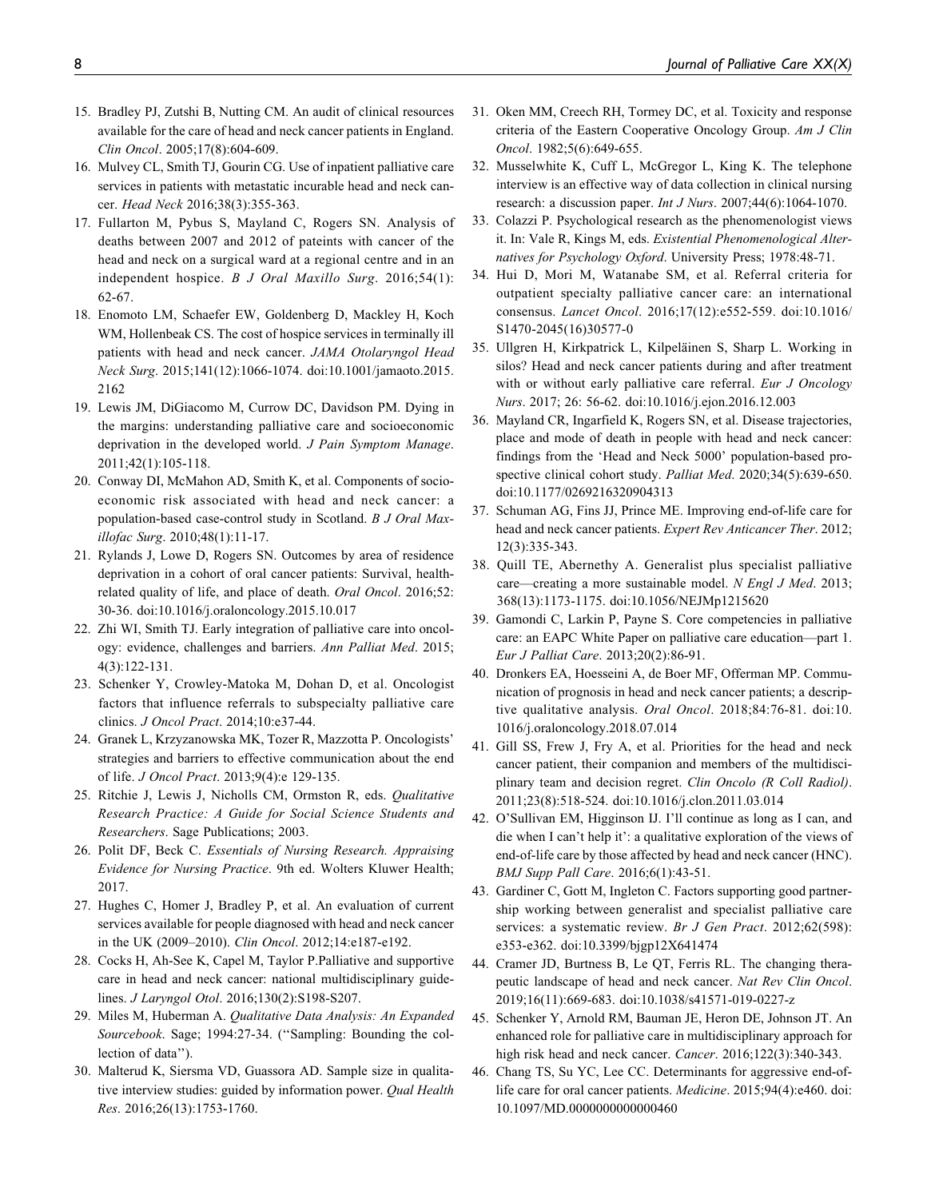15. Bradley PJ, Zutshi B, Nutting CM. An audit of clinical resources available for the care of head and neck cancer patients in England. *Clin Oncol*. 2005;17(8):604-609.
16. Mulvey CL, Smith TJ, Gourin CG. Use of inpatient palliative care services in patients with metastatic incurable head and neck cancer. *Head Neck* 2016;38(3):355-363.
17. Fullarton M, Pybus S, Mayland C, Rogers SN. Analysis of deaths between 2007 and 2012 of pateints with cancer of the head and neck on a surgical ward at a regional centre and in an independent hospice. *B J Oral Maxillo Surg*. 2016;54(1): 62-67.
18. Enomoto LM, Schaefer EW, Goldenberg D, Mackley H, Koch WM, Hollenbeak CS. The cost of hospice services in terminally ill patients with head and neck cancer. *JAMA Otolaryngol Head Neck Surg*. 2015;141(12):1066-1074. doi:10.1001/jamaoto.2015.2162
19. Lewis JM, DiGiacomo M, Currow DC, Davidson PM. Dying in the margins: understanding palliative care and socioeconomic deprivation in the developed world. *J Pain Symptom Manage*. 2011;42(1):105-118.
20. Conway DI, McMahon AD, Smith K, et al. Components of socioeconomic risk associated with head and neck cancer: a population-based case-control study in Scotland. *B J Oral Maxillofac Surg*. 2010;48(1):11-17.
21. Rylands J, Lowe D, Rogers SN. Outcomes by area of residence deprivation in a cohort of oral cancer patients: Survival, health-related quality of life, and place of death. *Oral Oncol*. 2016;52: 30-36. doi:10.1016/j.oraloncology.2015.10.017
22. Zhi WI, Smith TJ. Early integration of palliative care into oncology: evidence, challenges and barriers. *Ann Palliat Med*. 2015; 4(3):122-131.
23. Schenker Y, Crowley-Matoka M, Dohan D, et al. Oncologist factors that influence referrals to subspecialty palliative care clinics. *J Oncol Pract*. 2014;10:e37-44.
24. Granek L, Krzyzanowska MK, Tozer R, Mazzotta P. Oncologists' strategies and barriers to effective communication about the end of life. *J Oncol Pract*. 2013;9(4):e 129-135.
25. Ritchie J, Lewis J, Nicholls CM, Ormston R, eds. *Qualitative Research Practice: A Guide for Social Science Students and Researchers*. Sage Publications; 2003.
26. Polit DF, Beck C. *Essentials of Nursing Research. Appraising Evidence for Nursing Practice*. 9th ed. Wolters Kluwer Health; 2017.
27. Hughes C, Homer J, Bradley P, et al. An evaluation of current services available for people diagnosed with head and neck cancer in the UK (2009–2010). *Clin Oncol*. 2012;14:e187-e192.
28. Cocks H, Ah-See K, Capel M, Taylor P.Palliative and supportive care in head and neck cancer: national multidisciplinary guidelines. *J Laryngol Otol*. 2016;130(2):S198-S207.
29. Miles M, Huberman A. *Qualitative Data Analysis: An Expanded Sourcebook*. Sage; 1994:27-34. (''Sampling: Bounding the collection of data'').
30. Malterud K, Siersma VD, Guassora AD. Sample size in qualitative interview studies: guided by information power. *Qual Health Res*. 2016;26(13):1753-1760.
31. Oken MM, Creech RH, Tormey DC, et al. Toxicity and response criteria of the Eastern Cooperative Oncology Group. *Am J Clin Oncol*. 1982;5(6):649-655.
32. Musselwhite K, Cuff L, McGregor L, King K. The telephone interview is an effective way of data collection in clinical nursing research: a discussion paper. *Int J Nurs*. 2007;44(6):1064-1070.
33. Colazzi P. Psychological research as the phenomenologist views it. In: Vale R, Kings M, eds. *Existential Phenomenological Alternatives for Psychology Oxford*. University Press; 1978:48-71.
34. Hui D, Mori M, Watanabe SM, et al. Referral criteria for outpatient specialty palliative cancer care: an international consensus. *Lancet Oncol*. 2016;17(12):e552-559. doi:10.1016/S1470-2045(16)30577-0
35. Ullgren H, Kirkpatrick L, Kilpeläinen S, Sharp L. Working in silos? Head and neck cancer patients during and after treatment with or without early palliative care referral. *Eur J Oncology Nurs*. 2017; 26: 56-62. doi:10.1016/j.ejon.2016.12.003
36. Mayland CR, Ingarfield K, Rogers SN, et al. Disease trajectories, place and mode of death in people with head and neck cancer: findings from the 'Head and Neck 5000' population-based prospective clinical cohort study. *Palliat Med*. 2020;34(5):639-650. doi:10.1177/0269216320904313
37. Schuman AG, Fins JJ, Prince ME. Improving end-of-life care for head and neck cancer patients. *Expert Rev Anticancer Ther*. 2012; 12(3):335-343.
38. Quill TE, Abernethy A. Generalist plus specialist palliative care—creating a more sustainable model. *N Engl J Med*. 2013; 368(13):1173-1175. doi:10.1056/NEJMp1215620
39. Gamondi C, Larkin P, Payne S. Core competencies in palliative care: an EAPC White Paper on palliative care education—part 1. *Eur J Palliat Care*. 2013;20(2):86-91.
40. Dronkers EA, Hoesseini A, de Boer MF, Offerman MP. Communication of prognosis in head and neck cancer patients; a descriptive qualitative analysis. *Oral Oncol*. 2018;84:76-81. doi:10.1016/j.oraloncology.2018.07.014
41. Gill SS, Frew J, Fry A, et al. Priorities for the head and neck cancer patient, their companion and members of the multidisciplinary team and decision regret. *Clin Oncolo (R Coll Radiol)*. 2011;23(8):518-524. doi:10.1016/j.clon.2011.03.014
42. O'Sullivan EM, Higginson IJ. I'll continue as long as I can, and die when I can't help it': a qualitative exploration of the views of end-of-life care by those affected by head and neck cancer (HNC). *BMJ Supp Pall Care*. 2016;6(1):43-51.
43. Gardiner C, Gott M, Ingleton C. Factors supporting good partnership working between generalist and specialist palliative care services: a systematic review. *Br J Gen Pract*. 2012;62(598): e353-e362. doi:10.3399/bjgp12X641474
44. Cramer JD, Burtness B, Le QT, Ferris RL. The changing therapeutic landscape of head and neck cancer. *Nat Rev Clin Oncol*. 2019;16(11):669-683. doi:10.1038/s41571-019-0227-z
45. Schenker Y, Arnold RM, Bauman JE, Heron DE, Johnson JT. An enhanced role for palliative care in multidisciplinary approach for high risk head and neck cancer. *Cancer*. 2016;122(3):340-343.
46. Chang TS, Su YC, Lee CC. Determinants for aggressive end-of-life care for oral cancer patients. *Medicine*. 2015;94(4):e460. doi:10.1097/MD.0000000000000460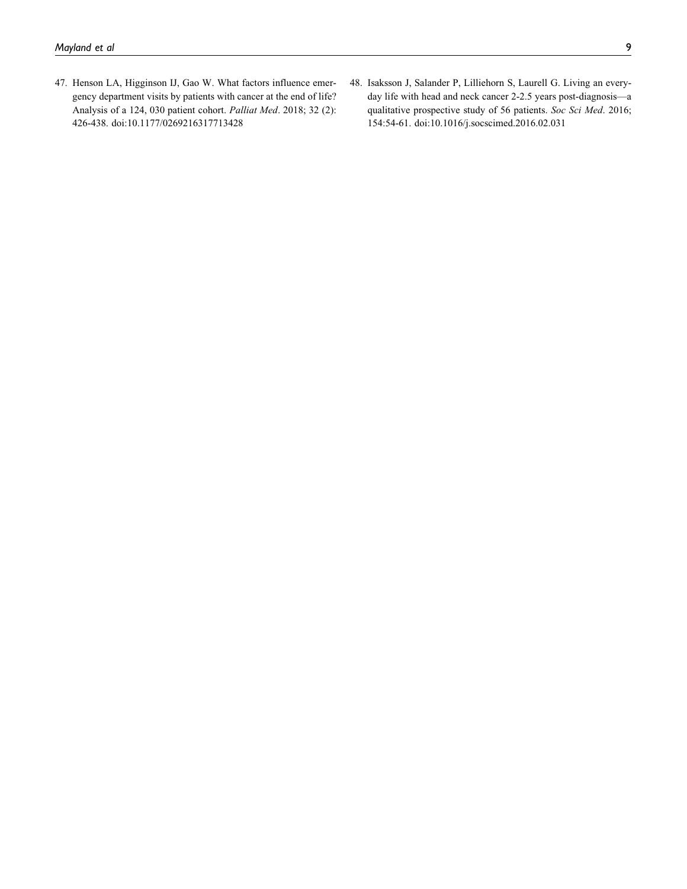47. Henson LA, Higginson IJ, Gao W. What factors influence emergency department visits by patients with cancer at the end of life? Analysis of a 124, 030 patient cohort. *Palliat Med*. 2018; 32 (2): 426-438. doi:10.1177/0269216317713428

48. Isaksson J, Salander P, Lilliehorn S, Laurell G. Living an everyday life with head and neck cancer 2-2.5 years post-diagnosis—a qualitative prospective study of 56 patients. *Soc Sci Med*. 2016; 154:54-61. doi:10.1016/j.socscimed.2016.02.031